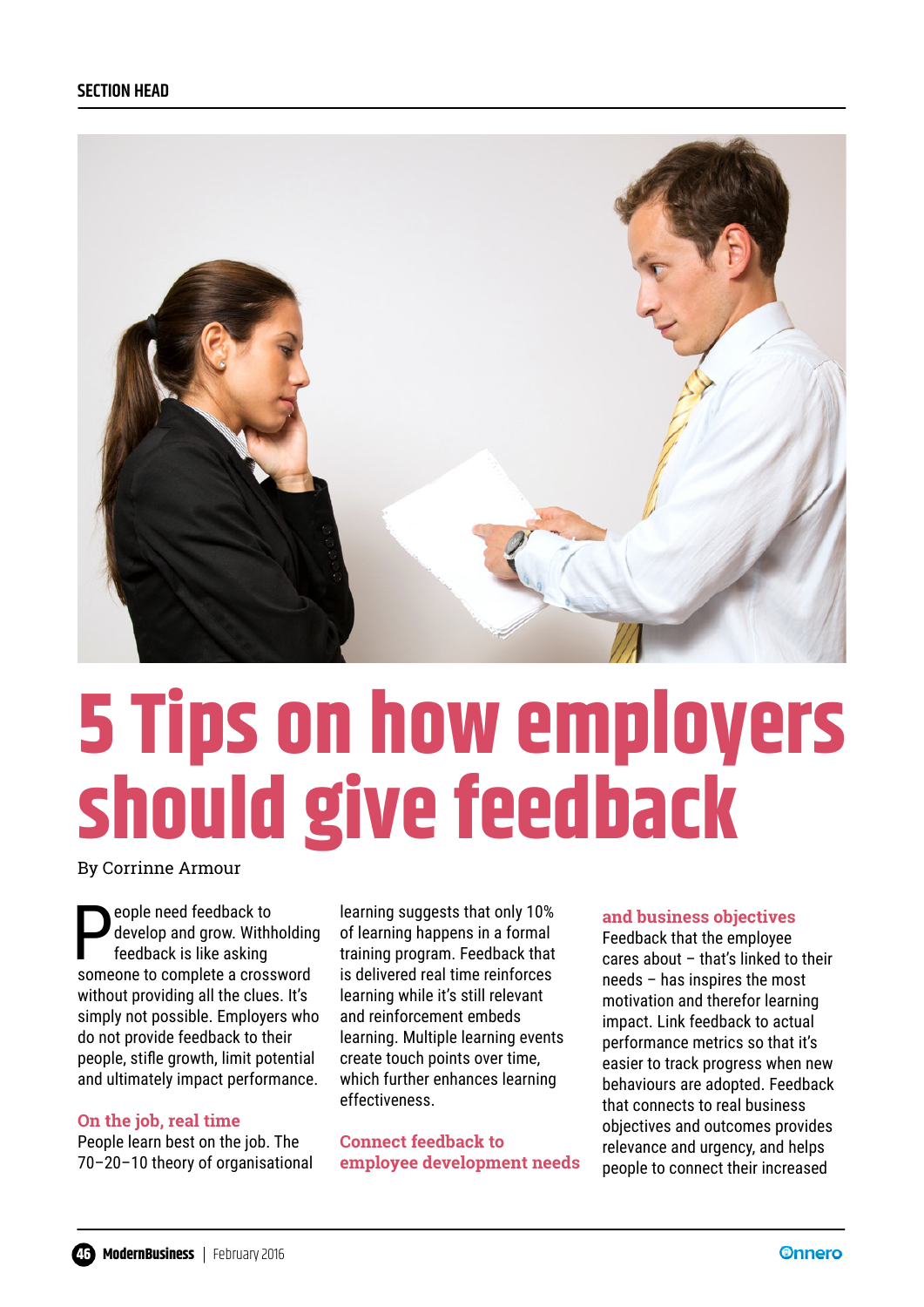# 5 Tips on how employers should give feedback

By Corrinne Armour

People need feedback to develop and grow. Withholding feedback is like asking someone to complete a crossword without providing all the clues. It's simply not possible. Employers who do not provide feedback to their people, stifle growth, limit potential and ultimately impact performance.

### On the job, real time

People learn best on the job. The 70–20–10 theory of organisational learning suggests that only 10% of learning happens in a formal training program. Feedback that is delivered real time reinforces learning while it's still relevant and reinforcement embeds learning. Multiple learning events create touch points over time, which further enhances learning effectiveness.

### Connect feedback to employee development needs and business objectives

Feedback that the employee cares about – that's linked to their needs – has inspires the most motivation and therefor learning impact. Link feedback to actual performance metrics so that it's easier to track progress when new behaviours are adopted. Feedback that connects to real business objectives and outcomes provides relevance and urgency, and helps people to connect their increased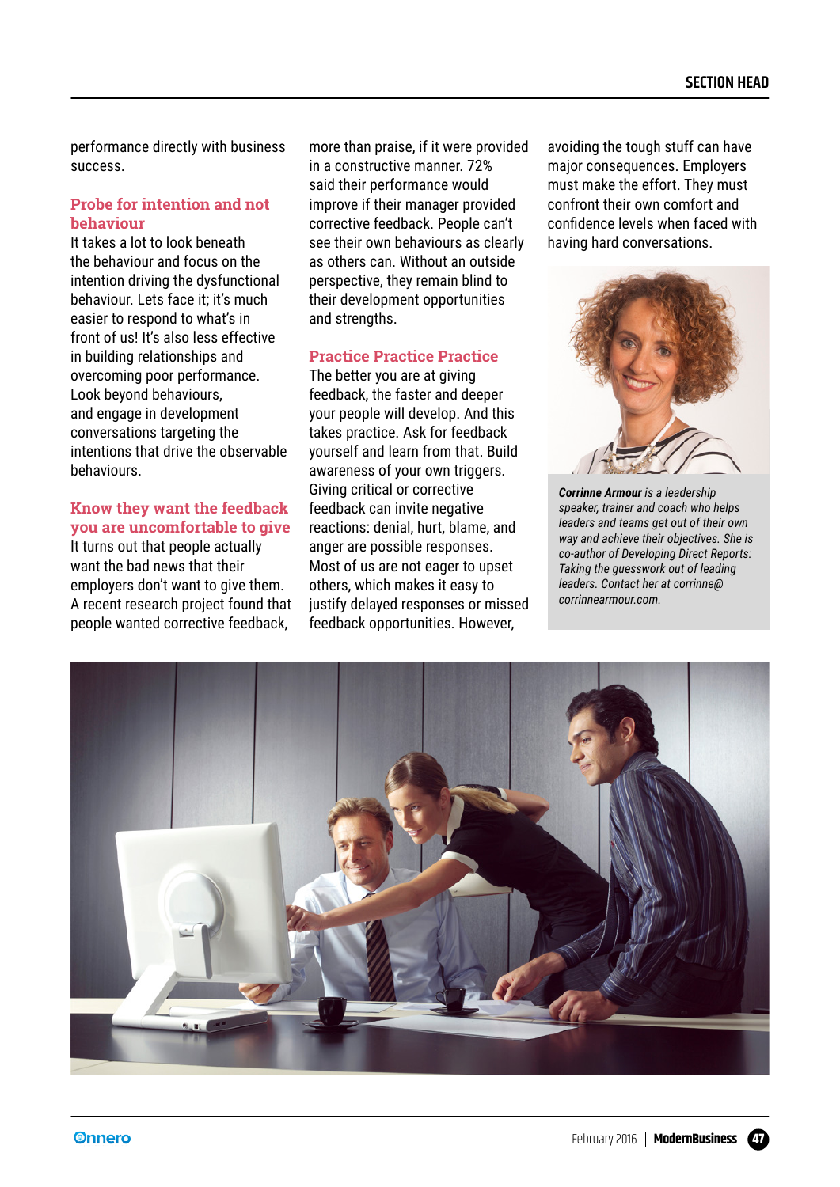performance directly with business success.

### Probe for intention and not behaviour

It takes a lot to look beneath the behaviour and focus on the intention driving the dysfunctional behaviour. Lets face it; it's much easier to respond to what's in front of us! It's also less effective in building relationships and overcoming poor performance. Look beyond behaviours, and engage in development conversations targeting the intentions that drive the observable behaviours.

### Know they want the feedback you are uncomfortable to give

It turns out that people actually want the bad news that their employers don't want to give them. A recent research project found that people wanted corrective feedback, more than praise, if it were provided in a constructive manner. 72% said their performance would improve if their manager provided corrective feedback. People can't see their own behaviours as clearly as others can. Without an outside perspective, they remain blind to their development opportunities and strengths.

### Practice Practice Practice

The better you are at giving feedback, the faster and deeper your people will develop. And this takes practice. Ask for feedback yourself and learn from that. Build awareness of your own triggers. Giving critical or corrective feedback can invite negative reactions: denial, hurt, blame, and anger are possible responses. Most of us are not eager to upset others, which makes it easy to justify delayed responses or missed feedback opportunities. However, avoiding the tough stuff can have major consequences. Employers must make the effort. They must confront their own comfort and confidence levels when faced with having hard conversations.

***Corrinne Armour** is a leadership speaker, trainer and coach who helps leaders and teams get out of their own way and achieve their objectives. She is co-author of Developing Direct Reports: Taking the guesswork out of leading leaders. Contact her at corrinne@corrinnearmour.com.*